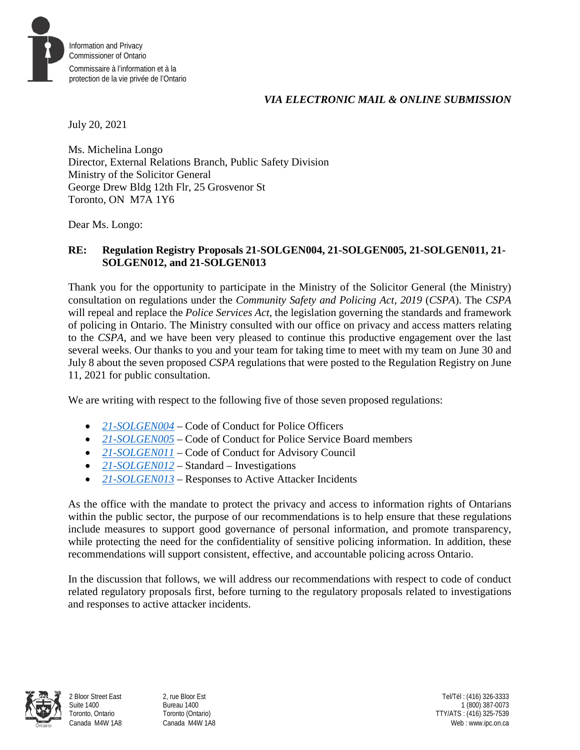Information and Privacy Commissioner of Ontario

Commissaire à l'information et à la protection de la vie privée de l'Ontario

*VIA ELECTRONIC MAIL & ONLINE SUBMISSION*

July 20, 2021

Ms. Michelina Longo
Director, External Relations Branch, Public Safety Division
Ministry of the Solicitor General
George Drew Bldg 12th Flr, 25 Grosvenor St
Toronto, ON M7A 1Y6

Dear Ms. Longo:

**RE: Regulation Registry Proposals 21-SOLGEN004, 21-SOLGEN005, 21-SOLGEN011, 21-SOLGEN012, and 21-SOLGEN013**

Thank you for the opportunity to participate in the Ministry of the Solicitor General (the Ministry) consultation on regulations under the *Community Safety and Policing Act, 2019* (*CSPA*). The *CSPA* will repeal and replace the *Police Services Act*, the legislation governing the standards and framework of policing in Ontario. The Ministry consulted with our office on privacy and access matters relating to the *CSPA*, and we have been very pleased to continue this productive engagement over the last several weeks. Our thanks to you and your team for taking time to meet with my team on June 30 and July 8 about the seven proposed *CSPA* regulations that were posted to the Regulation Registry on June 11, 2021 for public consultation.

We are writing with respect to the following five of those seven proposed regulations:

- *21-SOLGEN004* – Code of Conduct for Police Officers
- *21-SOLGEN005* – Code of Conduct for Police Service Board members
- *21-SOLGEN011* – Code of Conduct for Advisory Council
- *21-SOLGEN012* – Standard – Investigations
- *21-SOLGEN013* – Responses to Active Attacker Incidents

As the office with the mandate to protect the privacy and access to information rights of Ontarians within the public sector, the purpose of our recommendations is to help ensure that these regulations include measures to support good governance of personal information, and promote transparency, while protecting the need for the confidentiality of sensitive policing information. In addition, these recommendations will support consistent, effective, and accountable policing across Ontario.

In the discussion that follows, we will address our recommendations with respect to code of conduct related regulatory proposals first, before turning to the regulatory proposals related to investigations and responses to active attacker incidents.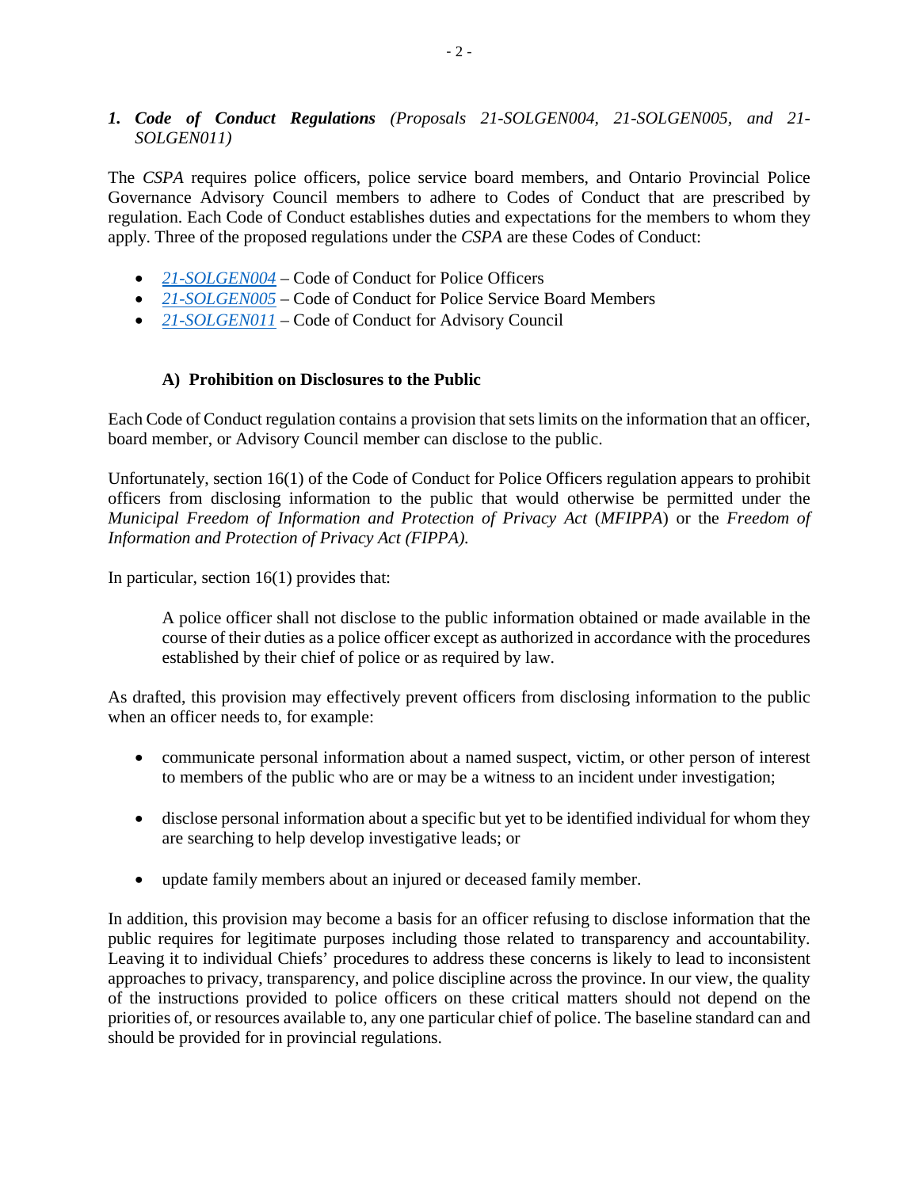## 1. *Code of Conduct Regulations (Proposals 21-SOLGEN004, 21-SOLGEN005, and 21-SOLGEN011)*

The *CSPA* requires police officers, police service board members, and Ontario Provincial Police Governance Advisory Council members to adhere to Codes of Conduct that are prescribed by regulation. Each Code of Conduct establishes duties and expectations for the members to whom they apply. Three of the proposed regulations under the *CSPA* are these Codes of Conduct:

- *21-SOLGEN004* – Code of Conduct for Police Officers
- *21-SOLGEN005* – Code of Conduct for Police Service Board Members
- *21-SOLGEN011* – Code of Conduct for Advisory Council

### A) Prohibition on Disclosures to the Public

Each Code of Conduct regulation contains a provision that sets limits on the information that an officer, board member, or Advisory Council member can disclose to the public.

Unfortunately, section 16(1) of the Code of Conduct for Police Officers regulation appears to prohibit officers from disclosing information to the public that would otherwise be permitted under the *Municipal Freedom of Information and Protection of Privacy Act* (*MFIPPA*) or the *Freedom of Information and Protection of Privacy Act (FIPPA).*

In particular, section 16(1) provides that:

> A police officer shall not disclose to the public information obtained or made available in the course of their duties as a police officer except as authorized in accordance with the procedures established by their chief of police or as required by law.

As drafted, this provision may effectively prevent officers from disclosing information to the public when an officer needs to, for example:

- communicate personal information about a named suspect, victim, or other person of interest to members of the public who are or may be a witness to an incident under investigation;
- disclose personal information about a specific but yet to be identified individual for whom they are searching to help develop investigative leads; or
- update family members about an injured or deceased family member.

In addition, this provision may become a basis for an officer refusing to disclose information that the public requires for legitimate purposes including those related to transparency and accountability. Leaving it to individual Chiefs' procedures to address these concerns is likely to lead to inconsistent approaches to privacy, transparency, and police discipline across the province. In our view, the quality of the instructions provided to police officers on these critical matters should not depend on the priorities of, or resources available to, any one particular chief of police. The baseline standard can and should be provided for in provincial regulations.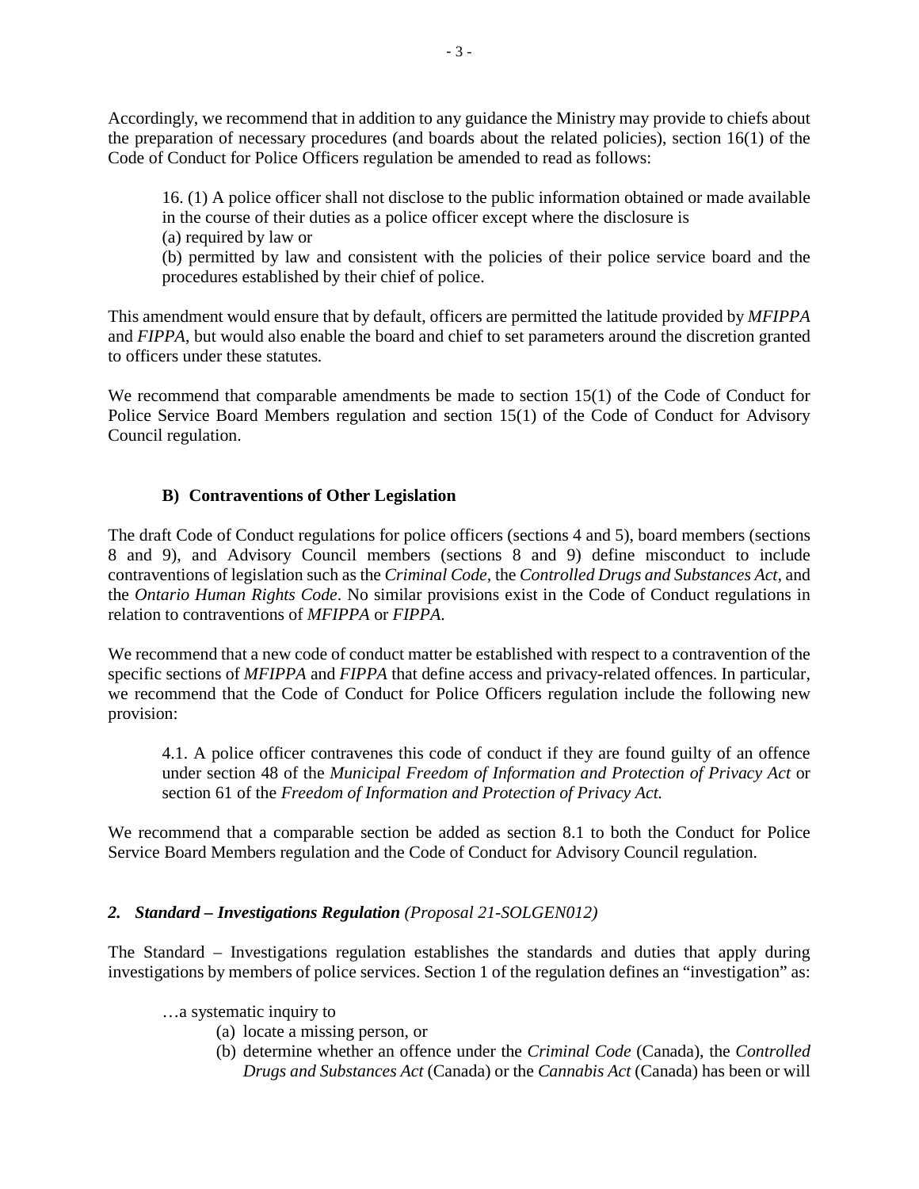Accordingly, we recommend that in addition to any guidance the Ministry may provide to chiefs about the preparation of necessary procedures (and boards about the related policies), section 16(1) of the Code of Conduct for Police Officers regulation be amended to read as follows:

> 16. (1) A police officer shall not disclose to the public information obtained or made available in the course of their duties as a police officer except where the disclosure is
> (a) required by law or
> (b) permitted by law and consistent with the policies of their police service board and the procedures established by their chief of police.

This amendment would ensure that by default, officers are permitted the latitude provided by *MFIPPA* and *FIPPA*, but would also enable the board and chief to set parameters around the discretion granted to officers under these statutes.

We recommend that comparable amendments be made to section 15(1) of the Code of Conduct for Police Service Board Members regulation and section 15(1) of the Code of Conduct for Advisory Council regulation.

### B) Contraventions of Other Legislation

The draft Code of Conduct regulations for police officers (sections 4 and 5), board members (sections 8 and 9), and Advisory Council members (sections 8 and 9) define misconduct to include contraventions of legislation such as the *Criminal Code*, the *Controlled Drugs and Substances Act*, and the *Ontario Human Rights Code*. No similar provisions exist in the Code of Conduct regulations in relation to contraventions of *MFIPPA* or *FIPPA*.

We recommend that a new code of conduct matter be established with respect to a contravention of the specific sections of *MFIPPA* and *FIPPA* that define access and privacy-related offences. In particular, we recommend that the Code of Conduct for Police Officers regulation include the following new provision:

> 4.1. A police officer contravenes this code of conduct if they are found guilty of an offence under section 48 of the *Municipal Freedom of Information and Protection of Privacy Act* or section 61 of the *Freedom of Information and Protection of Privacy Act.*

We recommend that a comparable section be added as section 8.1 to both the Conduct for Police Service Board Members regulation and the Code of Conduct for Advisory Council regulation.

## *2. Standard – Investigations Regulation (Proposal 21-SOLGEN012)*

The Standard – Investigations regulation establishes the standards and duties that apply during investigations by members of police services. Section 1 of the regulation defines an "investigation" as:

> …a systematic inquiry to
> (a) locate a missing person, or
> (b) determine whether an offence under the *Criminal Code* (Canada), the *Controlled Drugs and Substances Act* (Canada) or the *Cannabis Act* (Canada) has been or will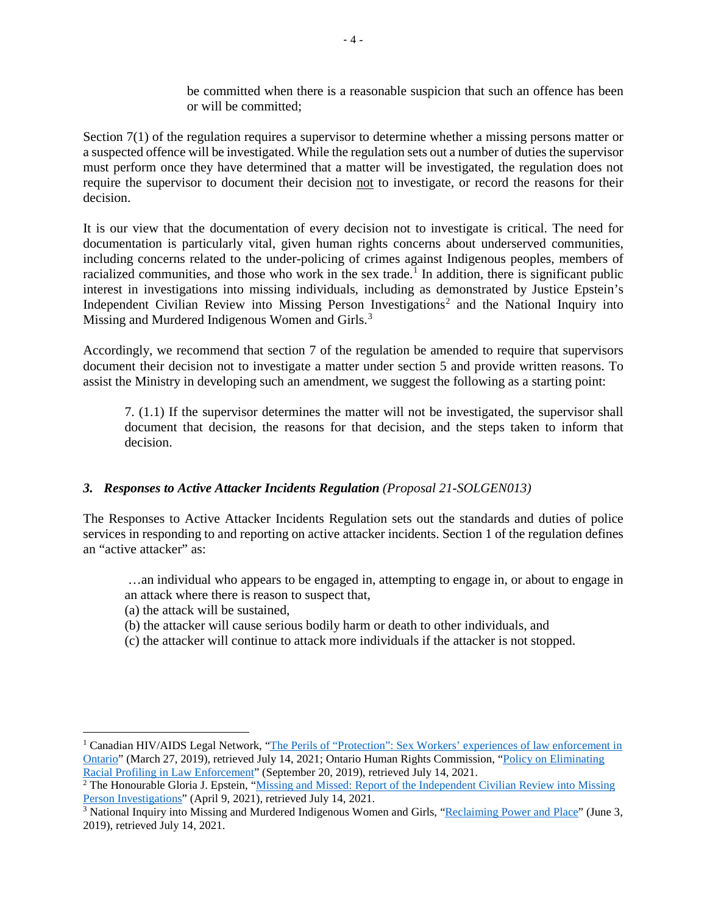> be committed when there is a reasonable suspicion that such an offence has been or will be committed;

Section 7(1) of the regulation requires a supervisor to determine whether a missing persons matter or a suspected offence will be investigated. While the regulation sets out a number of duties the supervisor must perform once they have determined that a matter will be investigated, the regulation does not require the supervisor to document their decision <u>not</u> to investigate, or record the reasons for their decision.

It is our view that the documentation of every decision not to investigate is critical. The need for documentation is particularly vital, given human rights concerns about underserved communities, including concerns related to the under-policing of crimes against Indigenous peoples, members of racialized communities, and those who work in the sex trade.[1] In addition, there is significant public interest in investigations into missing individuals, including as demonstrated by Justice Epstein's Independent Civilian Review into Missing Person Investigations[2] and the National Inquiry into Missing and Murdered Indigenous Women and Girls.[3]

Accordingly, we recommend that section 7 of the regulation be amended to require that supervisors document their decision not to investigate a matter under section 5 and provide written reasons. To assist the Ministry in developing such an amendment, we suggest the following as a starting point:

> 7. (1.1) If the supervisor determines the matter will not be investigated, the supervisor shall document that decision, the reasons for that decision, and the steps taken to inform that decision.

### 3. *Responses to Active Attacker Incidents Regulation* (Proposal 21-SOLGEN013)

The Responses to Active Attacker Incidents Regulation sets out the standards and duties of police services in responding to and reporting on active attacker incidents. Section 1 of the regulation defines an "active attacker" as:

> …an individual who appears to be engaged in, attempting to engage in, or about to engage in an attack where there is reason to suspect that,
> (a) the attack will be sustained,
> (b) the attacker will cause serious bodily harm or death to other individuals, and
> (c) the attacker will continue to attack more individuals if the attacker is not stopped.

---

[1] Canadian HIV/AIDS Legal Network, "The Perils of "Protection": Sex Workers' experiences of law enforcement in Ontario" (March 27, 2019), retrieved July 14, 2021; Ontario Human Rights Commission, "Policy on Eliminating Racial Profiling in Law Enforcement" (September 20, 2019), retrieved July 14, 2021.

[2] The Honourable Gloria J. Epstein, "Missing and Missed: Report of the Independent Civilian Review into Missing Person Investigations" (April 9, 2021), retrieved July 14, 2021.

[3] National Inquiry into Missing and Murdered Indigenous Women and Girls, "Reclaiming Power and Place" (June 3, 2019), retrieved July 14, 2021.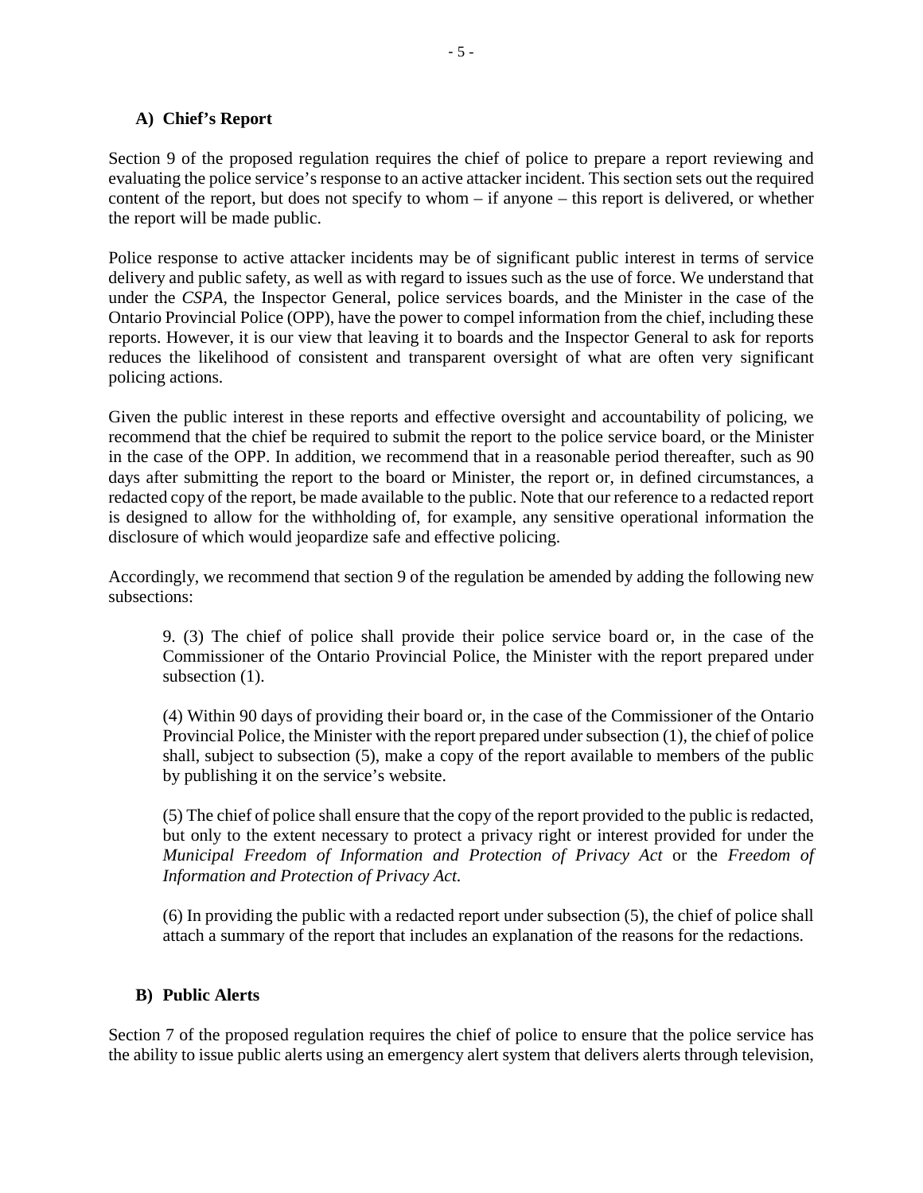### A) Chief's Report

Section 9 of the proposed regulation requires the chief of police to prepare a report reviewing and evaluating the police service's response to an active attacker incident. This section sets out the required content of the report, but does not specify to whom – if anyone – this report is delivered, or whether the report will be made public.

Police response to active attacker incidents may be of significant public interest in terms of service delivery and public safety, as well as with regard to issues such as the use of force. We understand that under the *CSPA*, the Inspector General, police services boards, and the Minister in the case of the Ontario Provincial Police (OPP), have the power to compel information from the chief, including these reports. However, it is our view that leaving it to boards and the Inspector General to ask for reports reduces the likelihood of consistent and transparent oversight of what are often very significant policing actions.

Given the public interest in these reports and effective oversight and accountability of policing, we recommend that the chief be required to submit the report to the police service board, or the Minister in the case of the OPP. In addition, we recommend that in a reasonable period thereafter, such as 90 days after submitting the report to the board or Minister, the report or, in defined circumstances, a redacted copy of the report, be made available to the public. Note that our reference to a redacted report is designed to allow for the withholding of, for example, any sensitive operational information the disclosure of which would jeopardize safe and effective policing.

Accordingly, we recommend that section 9 of the regulation be amended by adding the following new subsections:

> 9. (3) The chief of police shall provide their police service board or, in the case of the Commissioner of the Ontario Provincial Police, the Minister with the report prepared under subsection (1).
>
> (4) Within 90 days of providing their board or, in the case of the Commissioner of the Ontario Provincial Police, the Minister with the report prepared under subsection (1), the chief of police shall, subject to subsection (5), make a copy of the report available to members of the public by publishing it on the service's website.
>
> (5) The chief of police shall ensure that the copy of the report provided to the public is redacted, but only to the extent necessary to protect a privacy right or interest provided for under the *Municipal Freedom of Information and Protection of Privacy Act* or the *Freedom of Information and Protection of Privacy Act*.
>
> (6) In providing the public with a redacted report under subsection (5), the chief of police shall attach a summary of the report that includes an explanation of the reasons for the redactions.

### B) Public Alerts

Section 7 of the proposed regulation requires the chief of police to ensure that the police service has the ability to issue public alerts using an emergency alert system that delivers alerts through television,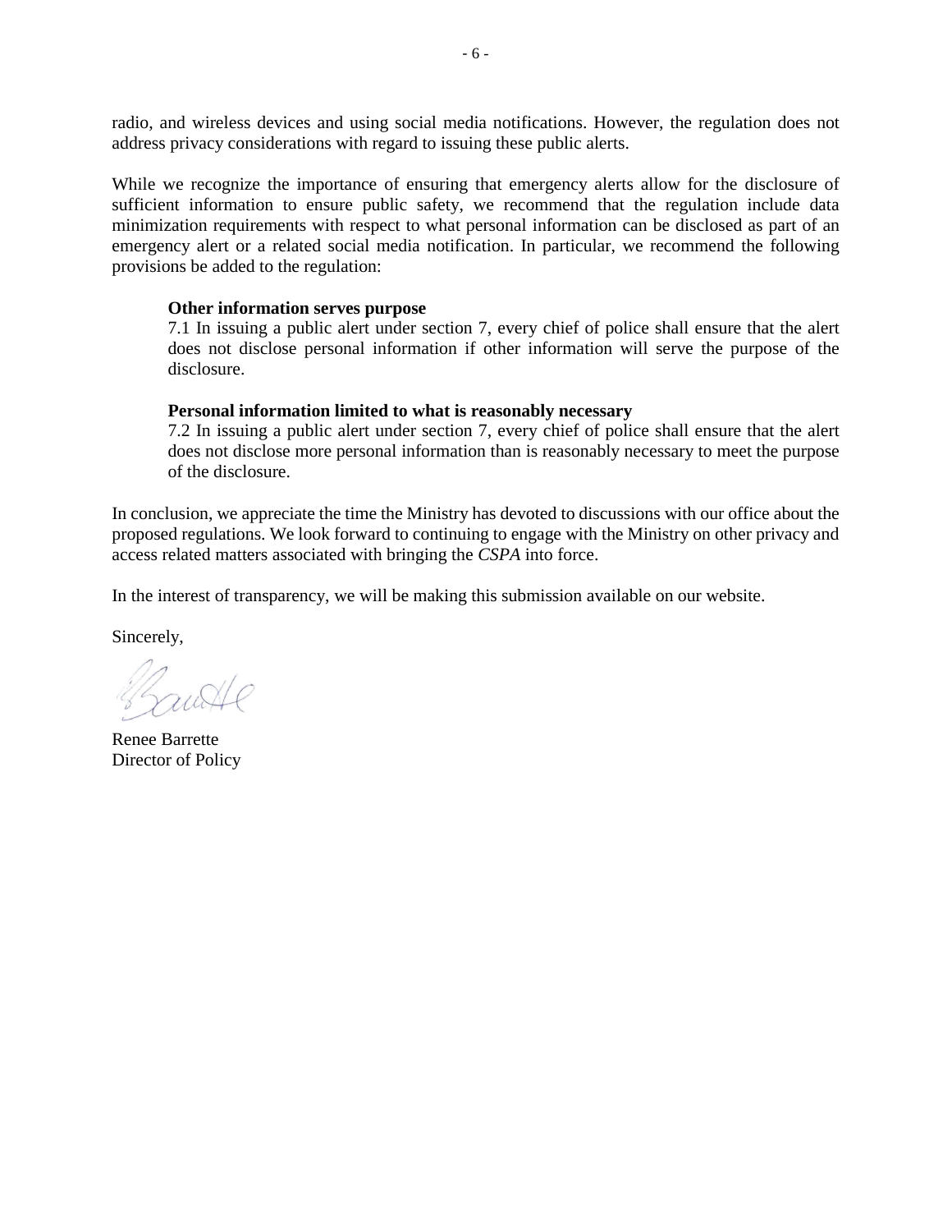radio, and wireless devices and using social media notifications. However, the regulation does not address privacy considerations with regard to issuing these public alerts.

While we recognize the importance of ensuring that emergency alerts allow for the disclosure of sufficient information to ensure public safety, we recommend that the regulation include data minimization requirements with respect to what personal information can be disclosed as part of an emergency alert or a related social media notification. In particular, we recommend the following provisions be added to the regulation:

> **Other information serves purpose**
> 7.1 In issuing a public alert under section 7, every chief of police shall ensure that the alert does not disclose personal information if other information will serve the purpose of the disclosure.
>
> **Personal information limited to what is reasonably necessary**
> 7.2 In issuing a public alert under section 7, every chief of police shall ensure that the alert does not disclose more personal information than is reasonably necessary to meet the purpose of the disclosure.

In conclusion, we appreciate the time the Ministry has devoted to discussions with our office about the proposed regulations. We look forward to continuing to engage with the Ministry on other privacy and access related matters associated with bringing the *CSPA* into force.

In the interest of transparency, we will be making this submission available on our website.

Sincerely,

Renee Barrette
Director of Policy